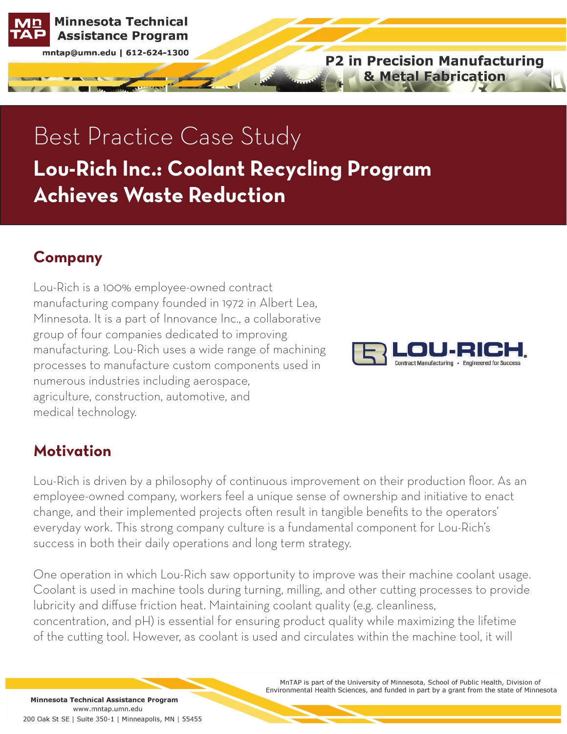# Best Practice Case Study

## Lou-Rich Inc.: Coolant Recycling Program Achieves Waste Reduction

## Company

Lou-Rich is a 100% employee-owned contract manufacturing company founded in 1972 in Albert Lea, Minnesota. It is a part of Innovance Inc., a collaborative group of four companies dedicated to improving manufacturing. Lou-Rich uses a wide range of machining processes to manufacture custom components used in numerous industries including aerospace, agriculture, construction, automotive, and medical technology.

## Motivation

Lou-Rich is driven by a philosophy of continuous improvement on their production floor. As an employee-owned company, workers feel a unique sense of ownership and initiative to enact change, and their implemented projects often result in tangible benefits to the operators' everyday work. This strong company culture is a fundamental component for Lou-Rich's success in both their daily operations and long term strategy.

One operation in which Lou-Rich saw opportunity to improve was their machine coolant usage. Coolant is used in machine tools during turning, milling, and other cutting processes to provide lubricity and diffuse friction heat. Maintaining coolant quality (e.g. cleanliness, concentration, and pH) is essential for ensuring product quality while maximizing the lifetime of the cutting tool. However, as coolant is used and circulates within the machine tool, it will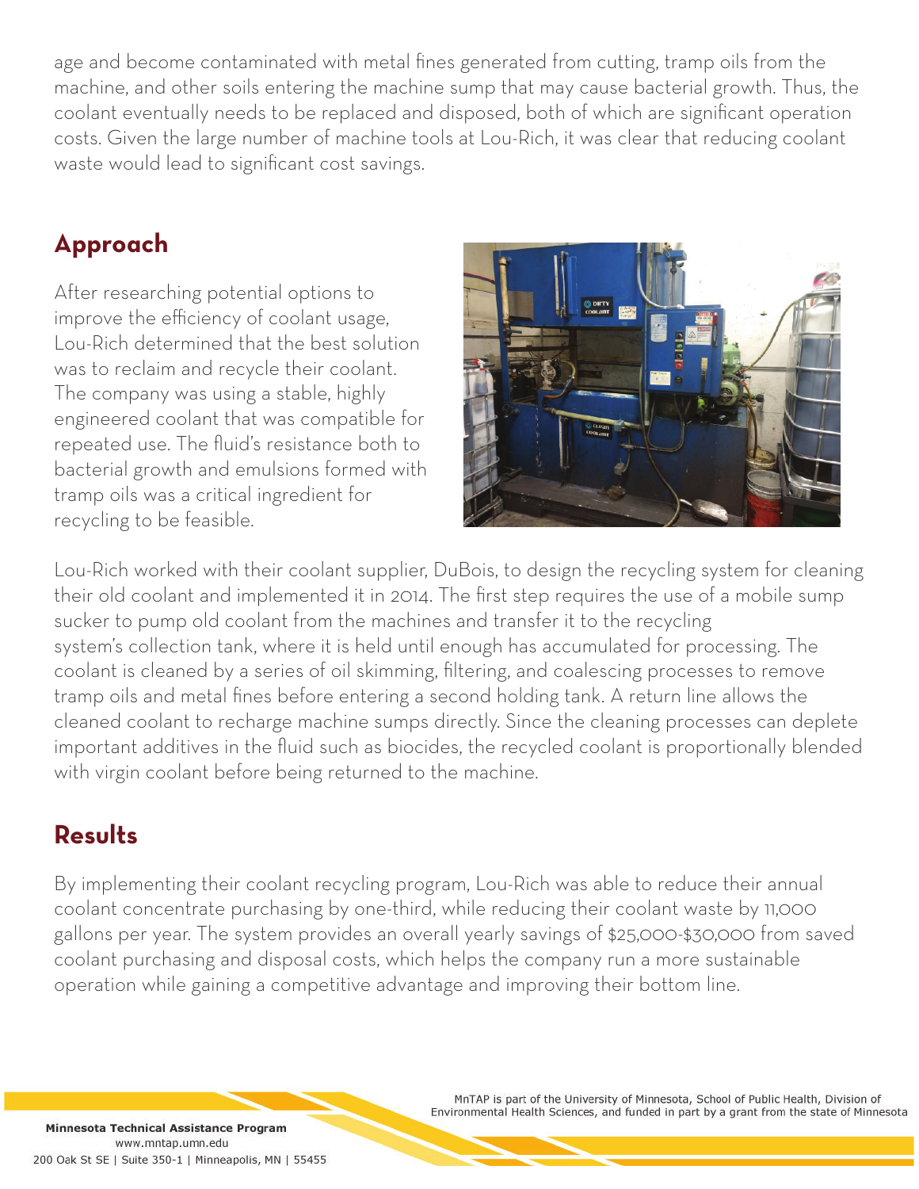age and become contaminated with metal fines generated from cutting, tramp oils from the machine, and other soils entering the machine sump that may cause bacterial growth. Thus, the coolant eventually needs to be replaced and disposed, both of which are significant operation costs. Given the large number of machine tools at Lou-Rich, it was clear that reducing coolant waste would lead to significant cost savings.

## Approach

After researching potential options to improve the efficiency of coolant usage, Lou-Rich determined that the best solution was to reclaim and recycle their coolant. The company was using a stable, highly engineered coolant that was compatible for repeated use. The fluid's resistance both to bacterial growth and emulsions formed with tramp oils was a critical ingredient for recycling to be feasible.

Lou-Rich worked with their coolant supplier, DuBois, to design the recycling system for cleaning their old coolant and implemented it in 2014. The first step requires the use of a mobile sump sucker to pump old coolant from the machines and transfer it to the recycling system's collection tank, where it is held until enough has accumulated for processing. The coolant is cleaned by a series of oil skimming, filtering, and coalescing processes to remove tramp oils and metal fines before entering a second holding tank. A return line allows the cleaned coolant to recharge machine sumps directly. Since the cleaning processes can deplete important additives in the fluid such as biocides, the recycled coolant is proportionally blended with virgin coolant before being returned to the machine.

## Results

By implementing their coolant recycling program, Lou-Rich was able to reduce their annual coolant concentrate purchasing by one-third, while reducing their coolant waste by 11,000 gallons per year. The system provides an overall yearly savings of $25,000-$30,000 from saved coolant purchasing and disposal costs, which helps the company run a more sustainable operation while gaining a competitive advantage and improving their bottom line.

MnTAP is part of the University of Minnesota, School of Public Health, Division of Environmental Health Sciences, and funded in part by a grant from the state of Minnesota

**Minnesota Technical Assistance Program**
www.mntap.umn.edu
200 Oak St SE | Suite 350-1 | Minneapolis, MN | 55455